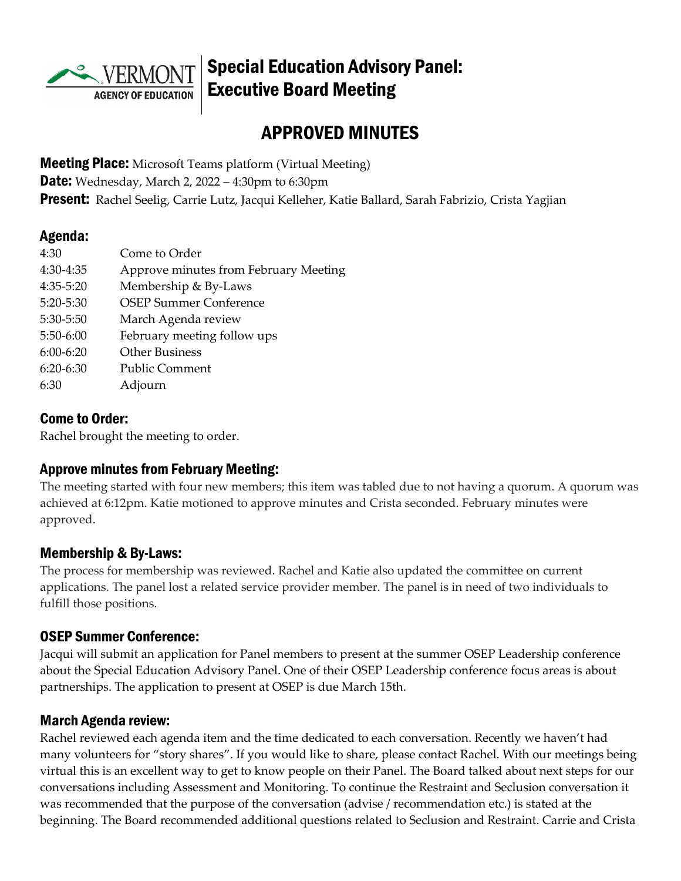# Special Education Advisory Panel: Executive Board Meeting

## APPROVED MINUTES

**Meeting Place:** Microsoft Teams platform (Virtual Meeting)
**Date:** Wednesday, March 2, 2022 – 4:30pm to 6:30pm
**Present:** Rachel Seelig, Carrie Lutz, Jacqui Kelleher, Katie Ballard, Sarah Fabrizio, Crista Yagjian

### Agenda:

| | |
|---|---|
| 4:30 | Come to Order |
| 4:30-4:35 | Approve minutes from February Meeting |
| 4:35-5:20 | Membership & By-Laws |
| 5:20-5:30 | OSEP Summer Conference |
| 5:30-5:50 | March Agenda review |
| 5:50-6:00 | February meeting follow ups |
| 6:00-6:20 | Other Business |
| 6:20-6:30 | Public Comment |
| 6:30 | Adjourn |

### Come to Order:

Rachel brought the meeting to order.

### Approve minutes from February Meeting:

The meeting started with four new members; this item was tabled due to not having a quorum. A quorum was achieved at 6:12pm. Katie motioned to approve minutes and Crista seconded. February minutes were approved.

### Membership & By-Laws:

The process for membership was reviewed. Rachel and Katie also updated the committee on current applications. The panel lost a related service provider member. The panel is in need of two individuals to fulfill those positions.

### OSEP Summer Conference:

Jacqui will submit an application for Panel members to present at the summer OSEP Leadership conference about the Special Education Advisory Panel. One of their OSEP Leadership conference focus areas is about partnerships. The application to present at OSEP is due March 15th.

### March Agenda review:

Rachel reviewed each agenda item and the time dedicated to each conversation. Recently we haven't had many volunteers for "story shares". If you would like to share, please contact Rachel. With our meetings being virtual this is an excellent way to get to know people on their Panel. The Board talked about next steps for our conversations including Assessment and Monitoring. To continue the Restraint and Seclusion conversation it was recommended that the purpose of the conversation (advise / recommendation etc.) is stated at the beginning. The Board recommended additional questions related to Seclusion and Restraint. Carrie and Crista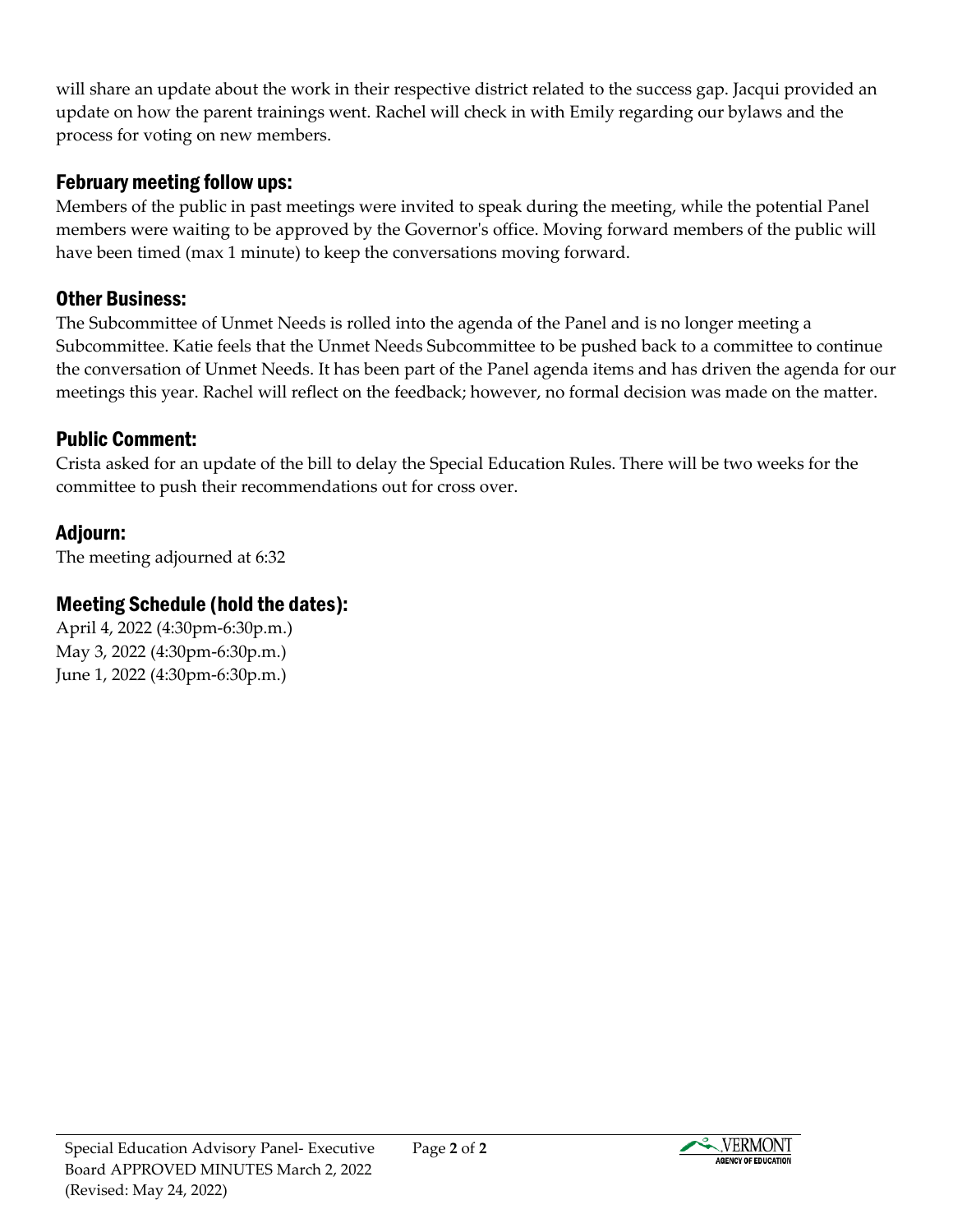will share an update about the work in their respective district related to the success gap. Jacqui provided an update on how the parent trainings went. Rachel will check in with Emily regarding our bylaws and the process for voting on new members.

## February meeting follow ups:

Members of the public in past meetings were invited to speak during the meeting, while the potential Panel members were waiting to be approved by the Governor's office. Moving forward members of the public will have been timed (max 1 minute) to keep the conversations moving forward.

## Other Business:

The Subcommittee of Unmet Needs is rolled into the agenda of the Panel and is no longer meeting a Subcommittee. Katie feels that the Unmet Needs Subcommittee to be pushed back to a committee to continue the conversation of Unmet Needs. It has been part of the Panel agenda items and has driven the agenda for our meetings this year. Rachel will reflect on the feedback; however, no formal decision was made on the matter.

## Public Comment:

Crista asked for an update of the bill to delay the Special Education Rules. There will be two weeks for the committee to push their recommendations out for cross over.

## Adjourn:

The meeting adjourned at 6:32

## Meeting Schedule (hold the dates):

April 4, 2022 (4:30pm-6:30p.m.)
May 3, 2022 (4:30pm-6:30p.m.)
June 1, 2022 (4:30pm-6:30p.m.)